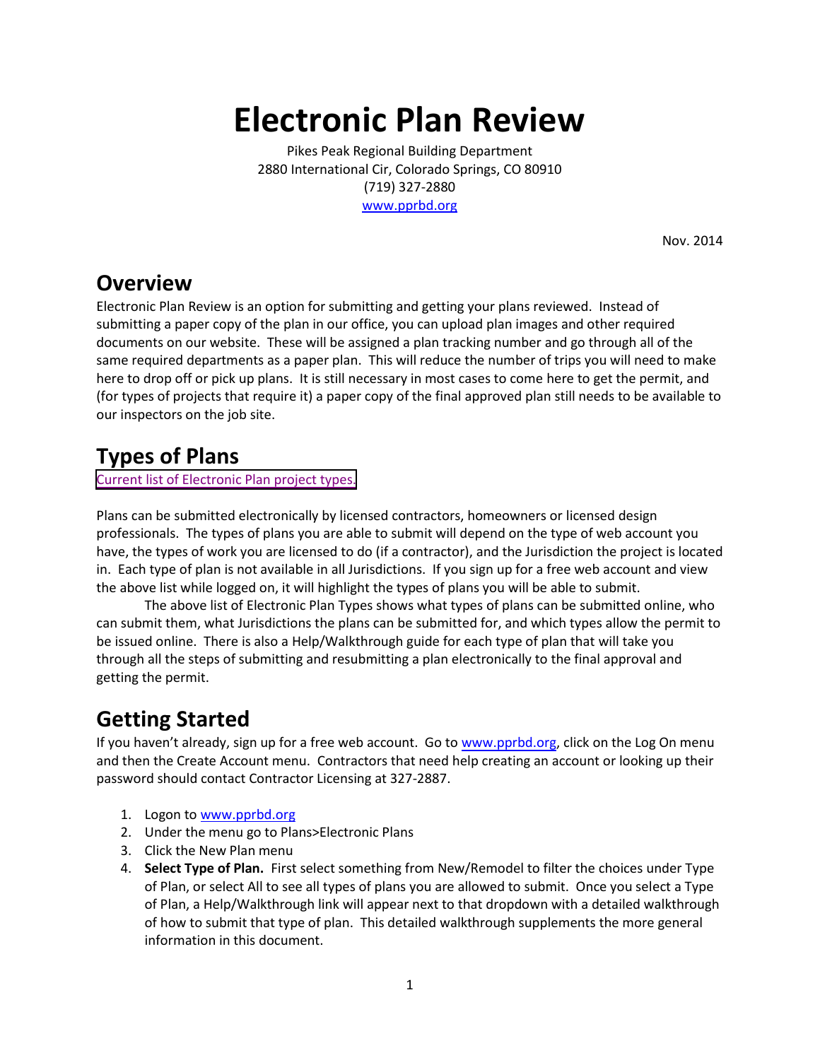# Electronic Plan Review

Pikes Peak Regional Building Department
2880 International Cir, Colorado Springs, CO 80910
(719) 327-2880
www.pprbd.org

Nov. 2014

## Overview

Electronic Plan Review is an option for submitting and getting your plans reviewed. Instead of submitting a paper copy of the plan in our office, you can upload plan images and other required documents on our website. These will be assigned a plan tracking number and go through all of the same required departments as a paper plan. This will reduce the number of trips you will need to make here to drop off or pick up plans. It is still necessary in most cases to come here to get the permit, and (for types of projects that require it) a paper copy of the final approved plan still needs to be available to our inspectors on the job site.

## Types of Plans

Current list of Electronic Plan project types.

Plans can be submitted electronically by licensed contractors, homeowners or licensed design professionals. The types of plans you are able to submit will depend on the type of web account you have, the types of work you are licensed to do (if a contractor), and the Jurisdiction the project is located in. Each type of plan is not available in all Jurisdictions. If you sign up for a free web account and view the above list while logged on, it will highlight the types of plans you will be able to submit.

The above list of Electronic Plan Types shows what types of plans can be submitted online, who can submit them, what Jurisdictions the plans can be submitted for, and which types allow the permit to be issued online. There is also a Help/Walkthrough guide for each type of plan that will take you through all the steps of submitting and resubmitting a plan electronically to the final approval and getting the permit.

## Getting Started

If you haven't already, sign up for a free web account. Go to www.pprbd.org, click on the Log On menu and then the Create Account menu. Contractors that need help creating an account or looking up their password should contact Contractor Licensing at 327-2887.

1. Logon to www.pprbd.org
2. Under the menu go to Plans>Electronic Plans
3. Click the New Plan menu
4. **Select Type of Plan.** First select something from New/Remodel to filter the choices under Type of Plan, or select All to see all types of plans you are allowed to submit. Once you select a Type of Plan, a Help/Walkthrough link will appear next to that dropdown with a detailed walkthrough of how to submit that type of plan. This detailed walkthrough supplements the more general information in this document.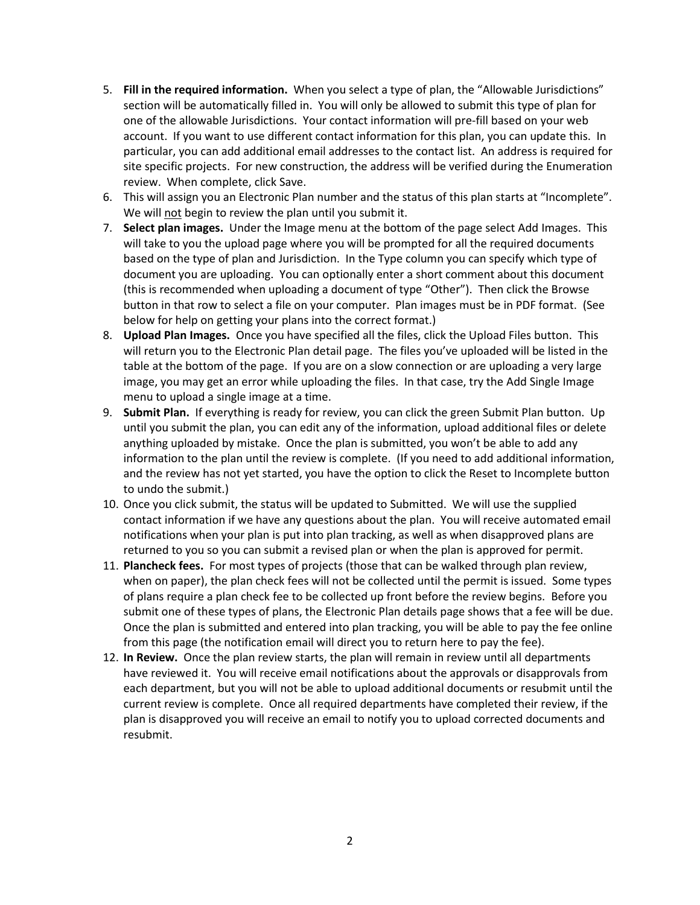5. **Fill in the required information.** When you select a type of plan, the "Allowable Jurisdictions" section will be automatically filled in. You will only be allowed to submit this type of plan for one of the allowable Jurisdictions. Your contact information will pre-fill based on your web account. If you want to use different contact information for this plan, you can update this. In particular, you can add additional email addresses to the contact list. An address is required for site specific projects. For new construction, the address will be verified during the Enumeration review. When complete, click Save.
6. This will assign you an Electronic Plan number and the status of this plan starts at "Incomplete". We will <u>not</u> begin to review the plan until you submit it.
7. **Select plan images.** Under the Image menu at the bottom of the page select Add Images. This will take to you the upload page where you will be prompted for all the required documents based on the type of plan and Jurisdiction. In the Type column you can specify which type of document you are uploading. You can optionally enter a short comment about this document (this is recommended when uploading a document of type "Other"). Then click the Browse button in that row to select a file on your computer. Plan images must be in PDF format. (See below for help on getting your plans into the correct format.)
8. **Upload Plan Images.** Once you have specified all the files, click the Upload Files button. This will return you to the Electronic Plan detail page. The files you've uploaded will be listed in the table at the bottom of the page. If you are on a slow connection or are uploading a very large image, you may get an error while uploading the files. In that case, try the Add Single Image menu to upload a single image at a time.
9. **Submit Plan.** If everything is ready for review, you can click the green Submit Plan button. Up until you submit the plan, you can edit any of the information, upload additional files or delete anything uploaded by mistake. Once the plan is submitted, you won't be able to add any information to the plan until the review is complete. (If you need to add additional information, and the review has not yet started, you have the option to click the Reset to Incomplete button to undo the submit.)
10. Once you click submit, the status will be updated to Submitted. We will use the supplied contact information if we have any questions about the plan. You will receive automated email notifications when your plan is put into plan tracking, as well as when disapproved plans are returned to you so you can submit a revised plan or when the plan is approved for permit.
11. **Plancheck fees.** For most types of projects (those that can be walked through plan review, when on paper), the plan check fees will not be collected until the permit is issued. Some types of plans require a plan check fee to be collected up front before the review begins. Before you submit one of these types of plans, the Electronic Plan details page shows that a fee will be due. Once the plan is submitted and entered into plan tracking, you will be able to pay the fee online from this page (the notification email will direct you to return here to pay the fee).
12. **In Review.** Once the plan review starts, the plan will remain in review until all departments have reviewed it. You will receive email notifications about the approvals or disapprovals from each department, but you will not be able to upload additional documents or resubmit until the current review is complete. Once all required departments have completed their review, if the plan is disapproved you will receive an email to notify you to upload corrected documents and resubmit.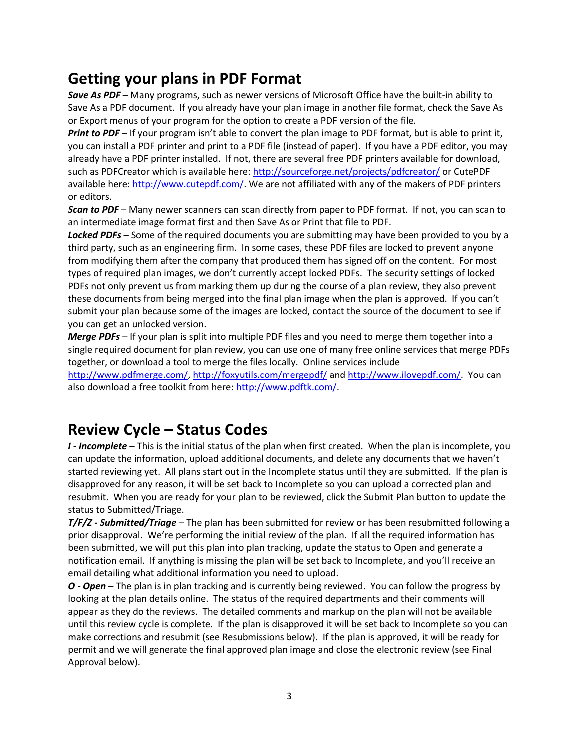## Getting your plans in PDF Format

***Save As PDF*** – Many programs, such as newer versions of Microsoft Office have the built-in ability to Save As a PDF document. If you already have your plan image in another file format, check the Save As or Export menus of your program for the option to create a PDF version of the file.

***Print to PDF*** – If your program isn't able to convert the plan image to PDF format, but is able to print it, you can install a PDF printer and print to a PDF file (instead of paper). If you have a PDF editor, you may already have a PDF printer installed. If not, there are several free PDF printers available for download, such as PDFCreator which is available here: http://sourceforge.net/projects/pdfcreator/ or CutePDF available here: http://www.cutepdf.com/. We are not affiliated with any of the makers of PDF printers or editors.

***Scan to PDF*** – Many newer scanners can scan directly from paper to PDF format. If not, you can scan to an intermediate image format first and then Save As or Print that file to PDF.

***Locked PDFs*** – Some of the required documents you are submitting may have been provided to you by a third party, such as an engineering firm. In some cases, these PDF files are locked to prevent anyone from modifying them after the company that produced them has signed off on the content. For most types of required plan images, we don't currently accept locked PDFs. The security settings of locked PDFs not only prevent us from marking them up during the course of a plan review, they also prevent these documents from being merged into the final plan image when the plan is approved. If you can't submit your plan because some of the images are locked, contact the source of the document to see if you can get an unlocked version.

***Merge PDFs*** – If your plan is split into multiple PDF files and you need to merge them together into a single required document for plan review, you can use one of many free online services that merge PDFs together, or download a tool to merge the files locally. Online services include http://www.pdfmerge.com/, http://foxyutils.com/mergepdf/ and http://www.ilovepdf.com/. You can also download a free toolkit from here: http://www.pdftk.com/.

## Review Cycle – Status Codes

***I - Incomplete*** – This is the initial status of the plan when first created. When the plan is incomplete, you can update the information, upload additional documents, and delete any documents that we haven't started reviewing yet. All plans start out in the Incomplete status until they are submitted. If the plan is disapproved for any reason, it will be set back to Incomplete so you can upload a corrected plan and resubmit. When you are ready for your plan to be reviewed, click the Submit Plan button to update the status to Submitted/Triage.

***T/F/Z - Submitted/Triage*** – The plan has been submitted for review or has been resubmitted following a prior disapproval. We're performing the initial review of the plan. If all the required information has been submitted, we will put this plan into plan tracking, update the status to Open and generate a notification email. If anything is missing the plan will be set back to Incomplete, and you'll receive an email detailing what additional information you need to upload.

***O - Open*** – The plan is in plan tracking and is currently being reviewed. You can follow the progress by looking at the plan details online. The status of the required departments and their comments will appear as they do the reviews. The detailed comments and markup on the plan will not be available until this review cycle is complete. If the plan is disapproved it will be set back to Incomplete so you can make corrections and resubmit (see Resubmissions below). If the plan is approved, it will be ready for permit and we will generate the final approved plan image and close the electronic review (see Final Approval below).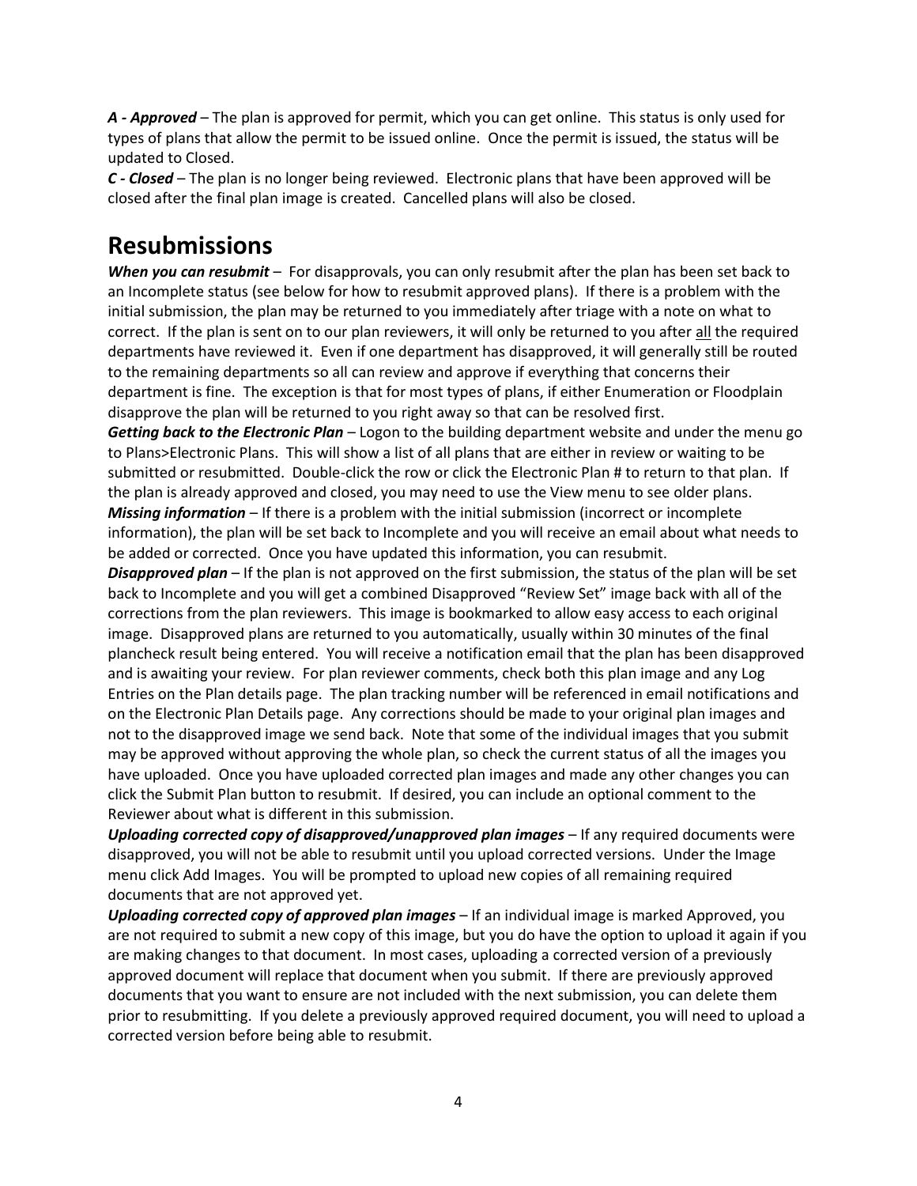***A - Approved*** – The plan is approved for permit, which you can get online. This status is only used for types of plans that allow the permit to be issued online. Once the permit is issued, the status will be updated to Closed.

***C - Closed*** – The plan is no longer being reviewed. Electronic plans that have been approved will be closed after the final plan image is created. Cancelled plans will also be closed.

# Resubmissions

***When you can resubmit*** – For disapprovals, you can only resubmit after the plan has been set back to an Incomplete status (see below for how to resubmit approved plans). If there is a problem with the initial submission, the plan may be returned to you immediately after triage with a note on what to correct. If the plan is sent on to our plan reviewers, it will only be returned to you after <u>all</u> the required departments have reviewed it. Even if one department has disapproved, it will generally still be routed to the remaining departments so all can review and approve if everything that concerns their department is fine. The exception is that for most types of plans, if either Enumeration or Floodplain disapprove the plan will be returned to you right away so that can be resolved first.

***Getting back to the Electronic Plan*** – Logon to the building department website and under the menu go to Plans>Electronic Plans. This will show a list of all plans that are either in review or waiting to be submitted or resubmitted. Double-click the row or click the Electronic Plan # to return to that plan. If the plan is already approved and closed, you may need to use the View menu to see older plans.

***Missing information*** – If there is a problem with the initial submission (incorrect or incomplete information), the plan will be set back to Incomplete and you will receive an email about what needs to be added or corrected. Once you have updated this information, you can resubmit.

***Disapproved plan*** – If the plan is not approved on the first submission, the status of the plan will be set back to Incomplete and you will get a combined Disapproved "Review Set" image back with all of the corrections from the plan reviewers. This image is bookmarked to allow easy access to each original image. Disapproved plans are returned to you automatically, usually within 30 minutes of the final plancheck result being entered. You will receive a notification email that the plan has been disapproved and is awaiting your review. For plan reviewer comments, check both this plan image and any Log Entries on the Plan details page. The plan tracking number will be referenced in email notifications and on the Electronic Plan Details page. Any corrections should be made to your original plan images and not to the disapproved image we send back. Note that some of the individual images that you submit may be approved without approving the whole plan, so check the current status of all the images you have uploaded. Once you have uploaded corrected plan images and made any other changes you can click the Submit Plan button to resubmit. If desired, you can include an optional comment to the Reviewer about what is different in this submission.

***Uploading corrected copy of disapproved/unapproved plan images*** – If any required documents were disapproved, you will not be able to resubmit until you upload corrected versions. Under the Image menu click Add Images. You will be prompted to upload new copies of all remaining required documents that are not approved yet.

***Uploading corrected copy of approved plan images*** – If an individual image is marked Approved, you are not required to submit a new copy of this image, but you do have the option to upload it again if you are making changes to that document. In most cases, uploading a corrected version of a previously approved document will replace that document when you submit. If there are previously approved documents that you want to ensure are not included with the next submission, you can delete them prior to resubmitting. If you delete a previously approved required document, you will need to upload a corrected version before being able to resubmit.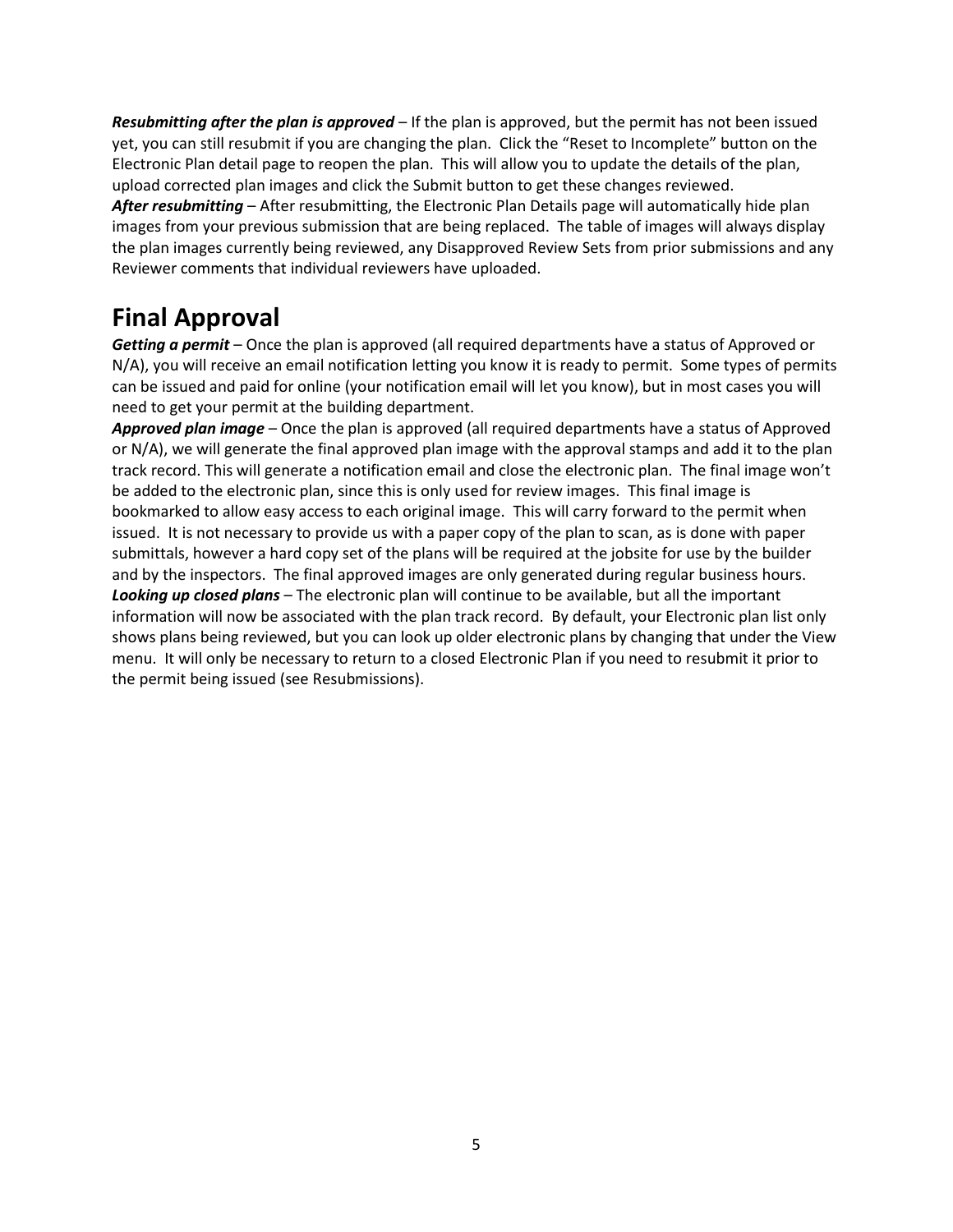***Resubmitting after the plan is approved*** – If the plan is approved, but the permit has not been issued yet, you can still resubmit if you are changing the plan. Click the "Reset to Incomplete" button on the Electronic Plan detail page to reopen the plan. This will allow you to update the details of the plan, upload corrected plan images and click the Submit button to get these changes reviewed.

***After resubmitting*** – After resubmitting, the Electronic Plan Details page will automatically hide plan images from your previous submission that are being replaced. The table of images will always display the plan images currently being reviewed, any Disapproved Review Sets from prior submissions and any Reviewer comments that individual reviewers have uploaded.

# Final Approval

***Getting a permit*** – Once the plan is approved (all required departments have a status of Approved or N/A), you will receive an email notification letting you know it is ready to permit. Some types of permits can be issued and paid for online (your notification email will let you know), but in most cases you will need to get your permit at the building department.

***Approved plan image*** – Once the plan is approved (all required departments have a status of Approved or N/A), we will generate the final approved plan image with the approval stamps and add it to the plan track record. This will generate a notification email and close the electronic plan. The final image won't be added to the electronic plan, since this is only used for review images. This final image is bookmarked to allow easy access to each original image. This will carry forward to the permit when issued. It is not necessary to provide us with a paper copy of the plan to scan, as is done with paper submittals, however a hard copy set of the plans will be required at the jobsite for use by the builder and by the inspectors. The final approved images are only generated during regular business hours.

***Looking up closed plans*** – The electronic plan will continue to be available, but all the important information will now be associated with the plan track record. By default, your Electronic plan list only shows plans being reviewed, but you can look up older electronic plans by changing that under the View menu. It will only be necessary to return to a closed Electronic Plan if you need to resubmit it prior to the permit being issued (see Resubmissions).